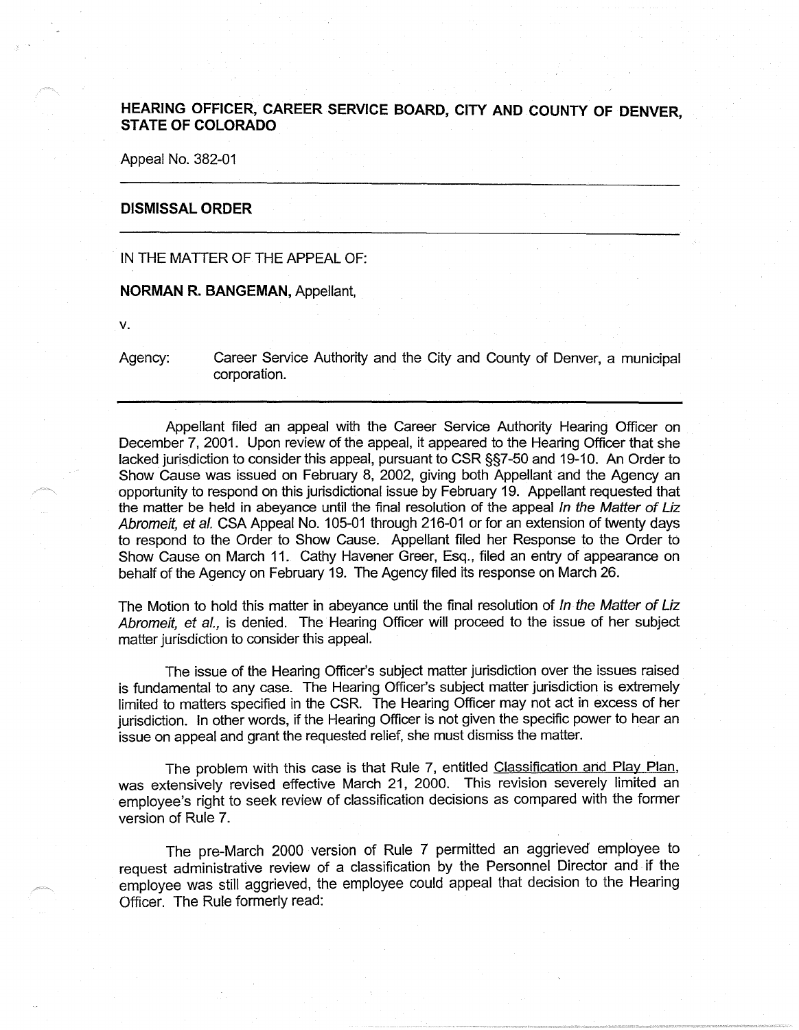# HEARING OFFICER, CAREER SERVICE BOARD, CITY AND COUNTY OF DENVER, STATE OF COLORADO

Appeal No. 382-01

---

## DISMISSAL ORDER

---

IN THE MATTER OF THE APPEAL OF:

**NORMAN R. BANGEMAN,** Appellant,

v.

Agency: Career Service Authority and the City and County of Denver, a municipal corporation.

---

Appellant filed an appeal with the Career Service Authority Hearing Officer on December 7, 2001. Upon review of the appeal, it appeared to the Hearing Officer that she lacked jurisdiction to consider this appeal, pursuant to CSR §§7-50 and 19-10. An Order to Show Cause was issued on February 8, 2002, giving both Appellant and the Agency an opportunity to respond on this jurisdictional issue by February 19. Appellant requested that the matter be held in abeyance until the final resolution of the appeal *In the Matter of Liz Abromeit, et al.* CSA Appeal No. 105-01 through 216-01 or for an extension of twenty days to respond to the Order to Show Cause. Appellant filed her Response to the Order to Show Cause on March 11. Cathy Havener Greer, Esq., filed an entry of appearance on behalf of the Agency on February 19. The Agency filed its response on March 26.

The Motion to hold this matter in abeyance until the final resolution of *In the Matter of Liz Abromeit, et al.,* is denied. The Hearing Officer will proceed to the issue of her subject matter jurisdiction to consider this appeal.

The issue of the Hearing Officer's subject matter jurisdiction over the issues raised is fundamental to any case. The Hearing Officer's subject matter jurisdiction is extremely limited to matters specified in the CSR. The Hearing Officer may not act in excess of her jurisdiction. In other words, if the Hearing Officer is not given the specific power to hear an issue on appeal and grant the requested relief, she must dismiss the matter.

The problem with this case is that Rule 7, entitled Classification and Play Plan, was extensively revised effective March 21, 2000. This revision severely limited an employee's right to seek review of classification decisions as compared with the former version of Rule 7.

The pre-March 2000 version of Rule 7 permitted an aggrieved employee to request administrative review of a classification by the Personnel Director and if the employee was still aggrieved, the employee could appeal that decision to the Hearing Officer. The Rule formerly read: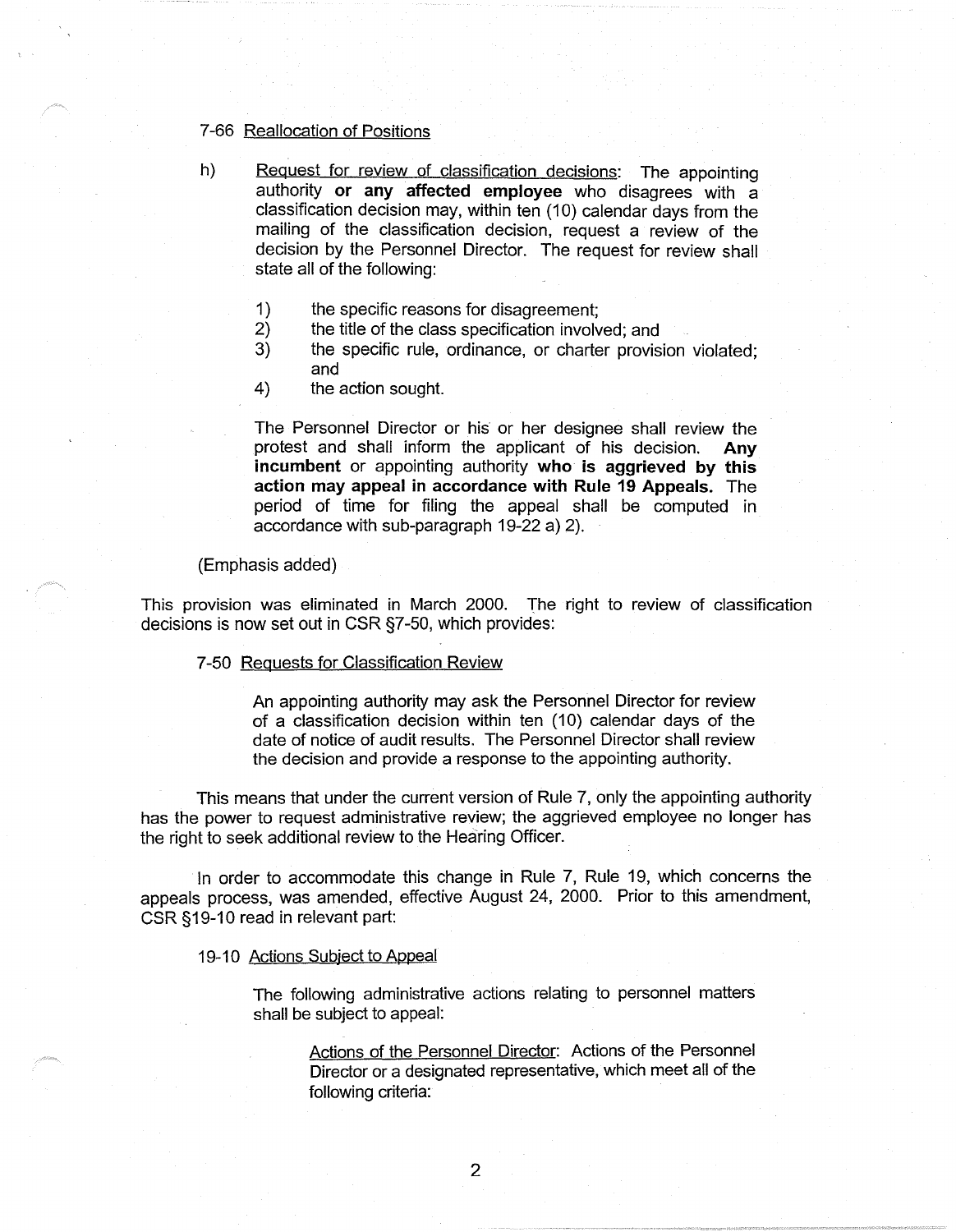7-66 Reallocation of Positions

h) Request for review of classification decisions: The appointing authority **or any affected employee** who disagrees with a classification decision may, within ten (10) calendar days from the mailing of the classification decision, request a review of the decision by the Personnel Director. The request for review shall state all of the following:

1) the specific reasons for disagreement;
2) the title of the class specification involved; and
3) the specific rule, ordinance, or charter provision violated; and
4) the action sought.

The Personnel Director or his or her designee shall review the protest and shall inform the applicant of his decision. **Any incumbent** or appointing authority **who is aggrieved by this action may appeal in accordance with Rule 19 Appeals.** The period of time for filing the appeal shall be computed in accordance with sub-paragraph 19-22 a) 2).

(Emphasis added)

This provision was eliminated in March 2000. The right to review of classification decisions is now set out in CSR §7-50, which provides:

7-50 Requests for Classification Review

> An appointing authority may ask the Personnel Director for review of a classification decision within ten (10) calendar days of the date of notice of audit results. The Personnel Director shall review the decision and provide a response to the appointing authority.

This means that under the current version of Rule 7, only the appointing authority has the power to request administrative review; the aggrieved employee no longer has the right to seek additional review to the Hearing Officer.

In order to accommodate this change in Rule 7, Rule 19, which concerns the appeals process, was amended, effective August 24, 2000. Prior to this amendment, CSR §19-10 read in relevant part:

19-10 Actions Subject to Appeal

> The following administrative actions relating to personnel matters shall be subject to appeal:
>
> > Actions of the Personnel Director: Actions of the Personnel Director or a designated representative, which meet all of the following criteria: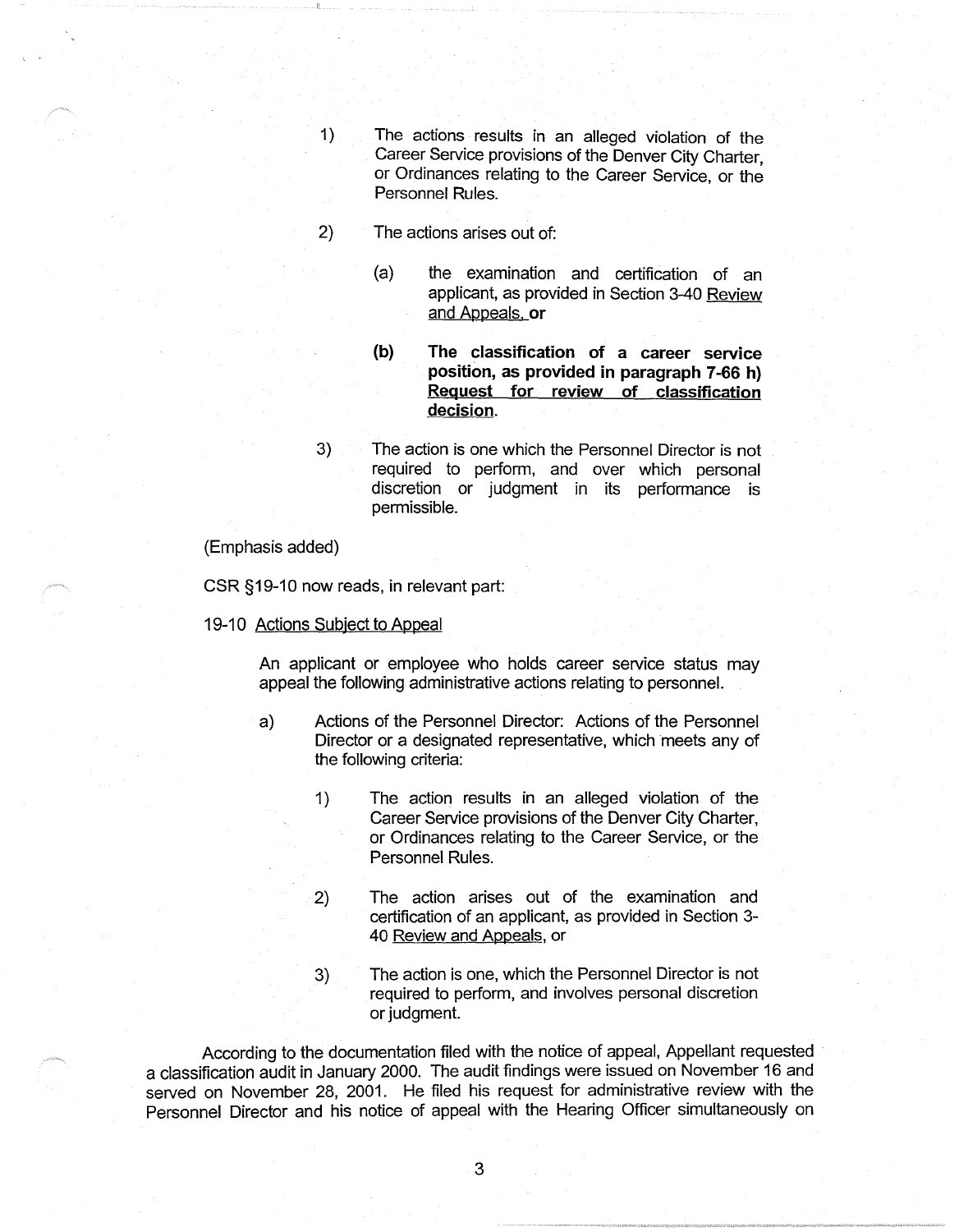1) The actions results in an alleged violation of the Career Service provisions of the Denver City Charter, or Ordinances relating to the Career Service, or the Personnel Rules.

2) The actions arises out of:

   (a) the examination and certification of an applicant, as provided in Section 3-40 <u>Review and Appeals</u>. **or**

   **(b) The classification of a career service position, as provided in paragraph 7-66 h) <u>Request for review of classification decision</u>.**

3) The action is one which the Personnel Director is not required to perform, and over which personal discretion or judgment in its performance is permissible.

(Emphasis added)

CSR §19-10 now reads, in relevant part:

19-10 <u>Actions Subject to Appeal</u>

> An applicant or employee who holds career service status may appeal the following administrative actions relating to personnel.
>
> a) Actions of the Personnel Director: Actions of the Personnel Director or a designated representative, which meets any of the following criteria:
>
> 1) The action results in an alleged violation of the Career Service provisions of the Denver City Charter, or Ordinances relating to the Career Service, or the Personnel Rules.
>
> 2) The action arises out of the examination and certification of an applicant, as provided in Section 3-40 <u>Review and Appeals</u>, or
>
> 3) The action is one, which the Personnel Director is not required to perform, and involves personal discretion or judgment.

According to the documentation filed with the notice of appeal, Appellant requested a classification audit in January 2000. The audit findings were issued on November 16 and served on November 28, 2001. He filed his request for administrative review with the Personnel Director and his notice of appeal with the Hearing Officer simultaneously on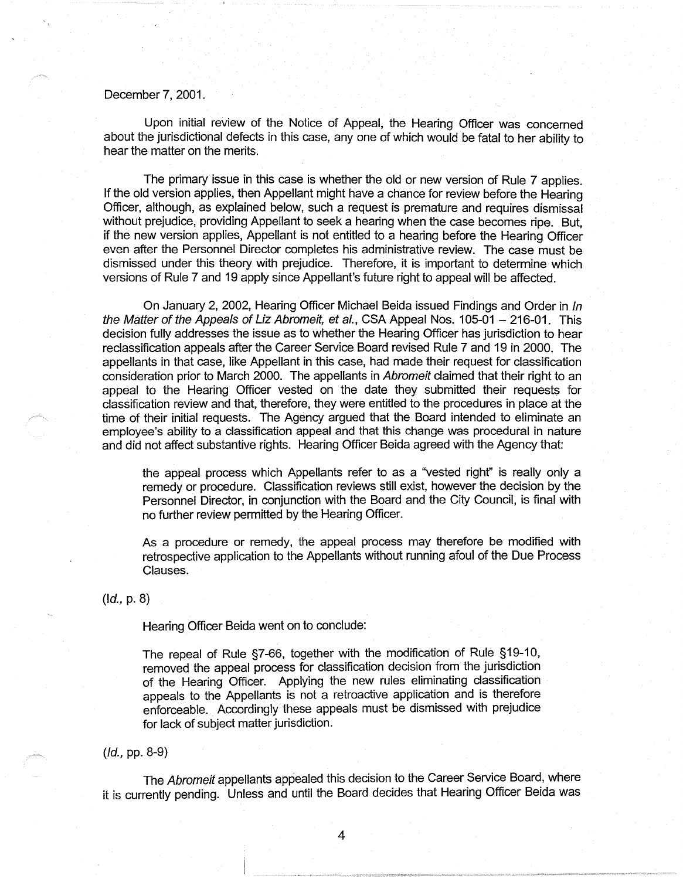December 7, 2001.

Upon initial review of the Notice of Appeal, the Hearing Officer was concerned about the jurisdictional defects in this case, any one of which would be fatal to her ability to hear the matter on the merits.

The primary issue in this case is whether the old or new version of Rule 7 applies. If the old version applies, then Appellant might have a chance for review before the Hearing Officer, although, as explained below, such a request is premature and requires dismissal without prejudice, providing Appellant to seek a hearing when the case becomes ripe. But, if the new version applies, Appellant is not entitled to a hearing before the Hearing Officer even after the Personnel Director completes his administrative review. The case must be dismissed under this theory with prejudice. Therefore, it is important to determine which versions of Rule 7 and 19 apply since Appellant's future right to appeal will be affected.

On January 2, 2002, Hearing Officer Michael Beida issued Findings and Order in *In the Matter of the Appeals of Liz Abromeit, et al.*, CSA Appeal Nos. 105-01 – 216-01. This decision fully addresses the issue as to whether the Hearing Officer has jurisdiction to hear reclassification appeals after the Career Service Board revised Rule 7 and 19 in 2000. The appellants in that case, like Appellant in this case, had made their request for classification consideration prior to March 2000. The appellants in *Abromeit* claimed that their right to an appeal to the Hearing Officer vested on the date they submitted their requests for classification review and that, therefore, they were entitled to the procedures in place at the time of their initial requests. The Agency argued that the Board intended to eliminate an employee's ability to a classification appeal and that this change was procedural in nature and did not affect substantive rights. Hearing Officer Beida agreed with the Agency that:

> the appeal process which Appellants refer to as a "vested right" is really only a remedy or procedure. Classification reviews still exist, however the decision by the Personnel Director, in conjunction with the Board and the City Council, is final with no further review permitted by the Hearing Officer.
>
> As a procedure or remedy, the appeal process may therefore be modified with retrospective application to the Appellants without running afoul of the Due Process Clauses.

(*Id.*, p. 8)

Hearing Officer Beida went on to conclude:

> The repeal of Rule §7-66, together with the modification of Rule §19-10, removed the appeal process for classification decision from the jurisdiction of the Hearing Officer. Applying the new rules eliminating classification appeals to the Appellants is not a retroactive application and is therefore enforceable. Accordingly these appeals must be dismissed with prejudice for lack of subject matter jurisdiction.

(*Id.*, pp. 8-9)

The *Abromeit* appellants appealed this decision to the Career Service Board, where it is currently pending. Unless and until the Board decides that Hearing Officer Beida was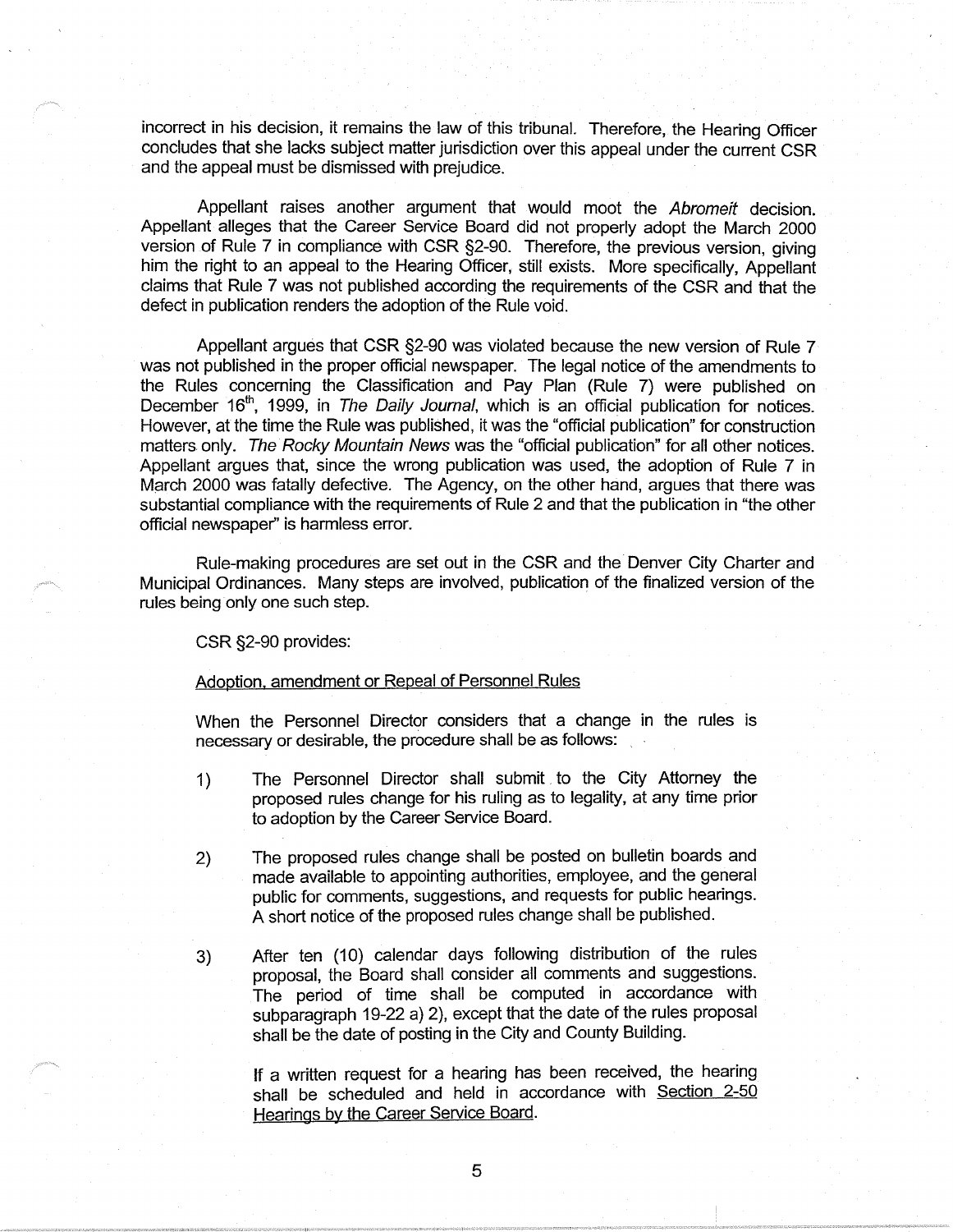incorrect in his decision, it remains the law of this tribunal. Therefore, the Hearing Officer concludes that she lacks subject matter jurisdiction over this appeal under the current CSR and the appeal must be dismissed with prejudice.

Appellant raises another argument that would moot the *Abromeit* decision. Appellant alleges that the Career Service Board did not properly adopt the March 2000 version of Rule 7 in compliance with CSR §2-90. Therefore, the previous version, giving him the right to an appeal to the Hearing Officer, still exists. More specifically, Appellant claims that Rule 7 was not published according the requirements of the CSR and that the defect in publication renders the adoption of the Rule void.

Appellant argues that CSR §2-90 was violated because the new version of Rule 7 was not published in the proper official newspaper. The legal notice of the amendments to the Rules concerning the Classification and Pay Plan (Rule 7) were published on December 16th, 1999, in *The Daily Journal*, which is an official publication for notices. However, at the time the Rule was published, it was the "official publication" for construction matters only. *The Rocky Mountain News* was the "official publication" for all other notices. Appellant argues that, since the wrong publication was used, the adoption of Rule 7 in March 2000 was fatally defective. The Agency, on the other hand, argues that there was substantial compliance with the requirements of Rule 2 and that the publication in "the other official newspaper" is harmless error.

Rule-making procedures are set out in the CSR and the Denver City Charter and Municipal Ordinances. Many steps are involved, publication of the finalized version of the rules being only one such step.

CSR §2-90 provides:

<u>Adoption, amendment or Repeal of Personnel Rules</u>

When the Personnel Director considers that a change in the rules is necessary or desirable, the procedure shall be as follows:

1) The Personnel Director shall submit to the City Attorney the proposed rules change for his ruling as to legality, at any time prior to adoption by the Career Service Board.

2) The proposed rules change shall be posted on bulletin boards and made available to appointing authorities, employee, and the general public for comments, suggestions, and requests for public hearings. A short notice of the proposed rules change shall be published.

3) After ten (10) calendar days following distribution of the rules proposal, the Board shall consider all comments and suggestions. The period of time shall be computed in accordance with subparagraph 19-22 a) 2), except that the date of the rules proposal shall be the date of posting in the City and County Building.

   If a written request for a hearing has been received, the hearing shall be scheduled and held in accordance with <u>Section 2-50 Hearings by the Career Service Board</u>.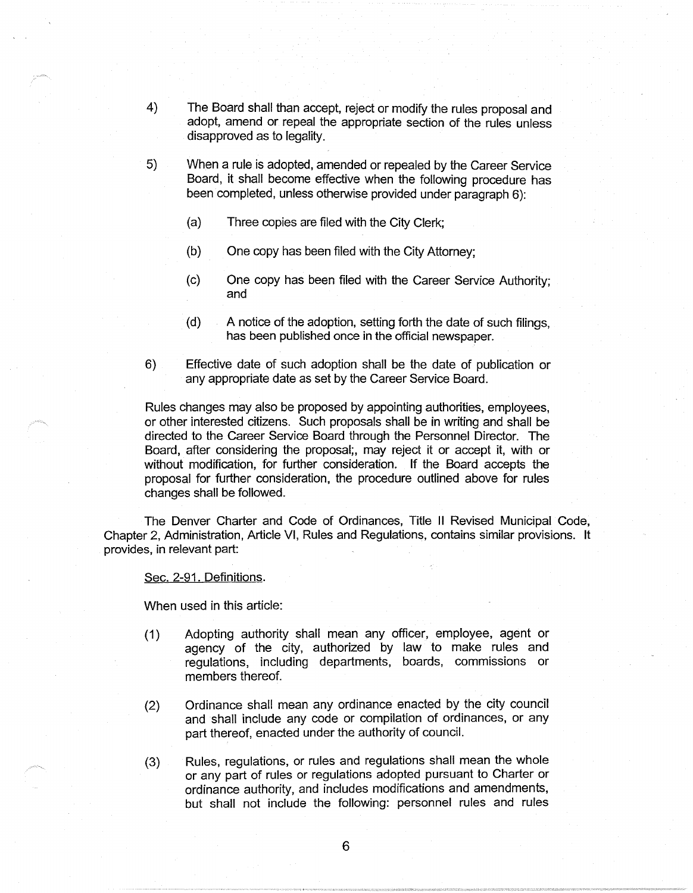4) The Board shall than accept, reject or modify the rules proposal and adopt, amend or repeal the appropriate section of the rules unless disapproved as to legality.

5) When a rule is adopted, amended or repealed by the Career Service Board, it shall become effective when the following procedure has been completed, unless otherwise provided under paragraph 6):

   (a) Three copies are filed with the City Clerk;

   (b) One copy has been filed with the City Attorney;

   (c) One copy has been filed with the Career Service Authority; and

   (d) A notice of the adoption, setting forth the date of such filings, has been published once in the official newspaper.

6) Effective date of such adoption shall be the date of publication or any appropriate date as set by the Career Service Board.

Rules changes may also be proposed by appointing authorities, employees, or other interested citizens. Such proposals shall be in writing and shall be directed to the Career Service Board through the Personnel Director. The Board, after considering the proposal;, may reject it or accept it, with or without modification, for further consideration. If the Board accepts the proposal for further consideration, the procedure outlined above for rules changes shall be followed.

The Denver Charter and Code of Ordinances, Title II Revised Municipal Code, Chapter 2, Administration, Article VI, Rules and Regulations, contains similar provisions. It provides, in relevant part:

<u>Sec. 2-91. Definitions</u>.

When used in this article:

(1) Adopting authority shall mean any officer, employee, agent or agency of the city, authorized by law to make rules and regulations, including departments, boards, commissions or members thereof.

(2) Ordinance shall mean any ordinance enacted by the city council and shall include any code or compilation of ordinances, or any part thereof, enacted under the authority of council.

(3) Rules, regulations, or rules and regulations shall mean the whole or any part of rules or regulations adopted pursuant to Charter or ordinance authority, and includes modifications and amendments, but shall not include the following: personnel rules and rules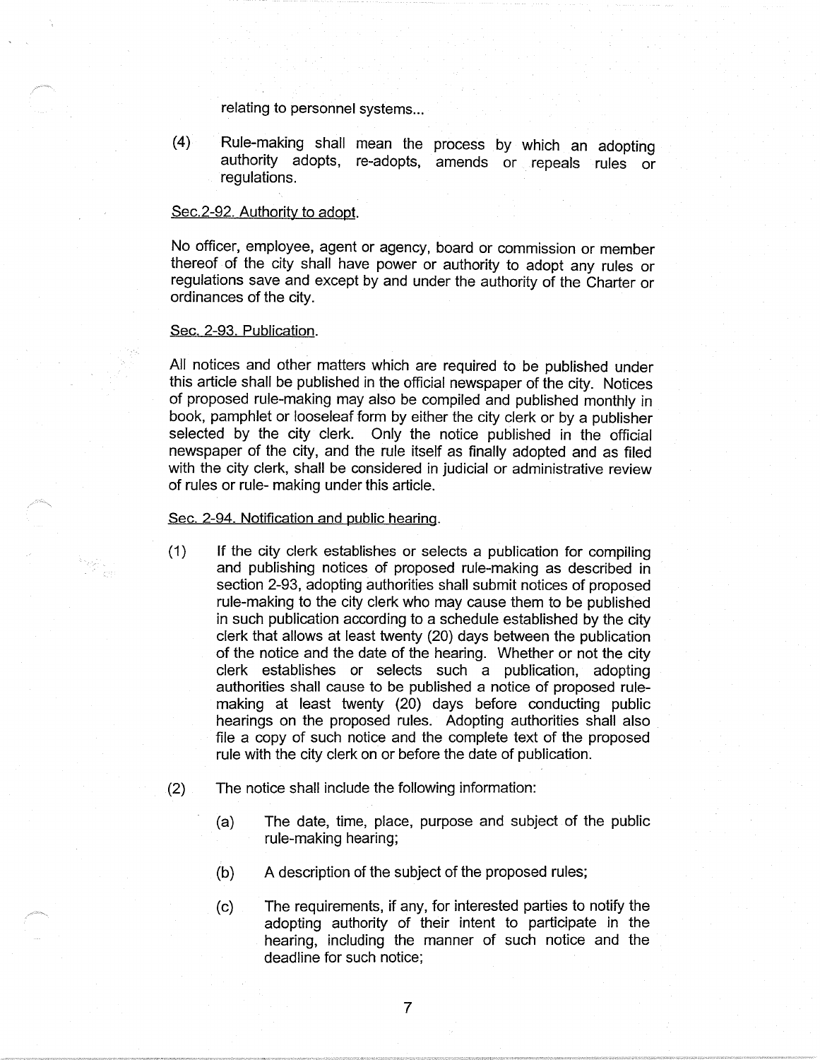relating to personnel systems...

(4) Rule-making shall mean the process by which an adopting authority adopts, re-adopts, amends or repeals rules or regulations.

Sec.2-92. Authority to adopt.

No officer, employee, agent or agency, board or commission or member thereof of the city shall have power or authority to adopt any rules or regulations save and except by and under the authority of the Charter or ordinances of the city.

Sec. 2-93. Publication.

All notices and other matters which are required to be published under this article shall be published in the official newspaper of the city. Notices of proposed rule-making may also be compiled and published monthly in book, pamphlet or looseleaf form by either the city clerk or by a publisher selected by the city clerk. Only the notice published in the official newspaper of the city, and the rule itself as finally adopted and as filed with the city clerk, shall be considered in judicial or administrative review of rules or rule- making under this article.

Sec. 2-94. Notification and public hearing.

(1) If the city clerk establishes or selects a publication for compiling and publishing notices of proposed rule-making as described in section 2-93, adopting authorities shall submit notices of proposed rule-making to the city clerk who may cause them to be published in such publication according to a schedule established by the city clerk that allows at least twenty (20) days between the publication of the notice and the date of the hearing. Whether or not the city clerk establishes or selects such a publication, adopting authorities shall cause to be published a notice of proposed rule-making at least twenty (20) days before conducting public hearings on the proposed rules. Adopting authorities shall also file a copy of such notice and the complete text of the proposed rule with the city clerk on or before the date of publication.

(2) The notice shall include the following information:

(a) The date, time, place, purpose and subject of the public rule-making hearing;

(b) A description of the subject of the proposed rules;

(c) The requirements, if any, for interested parties to notify the adopting authority of their intent to participate in the hearing, including the manner of such notice and the deadline for such notice;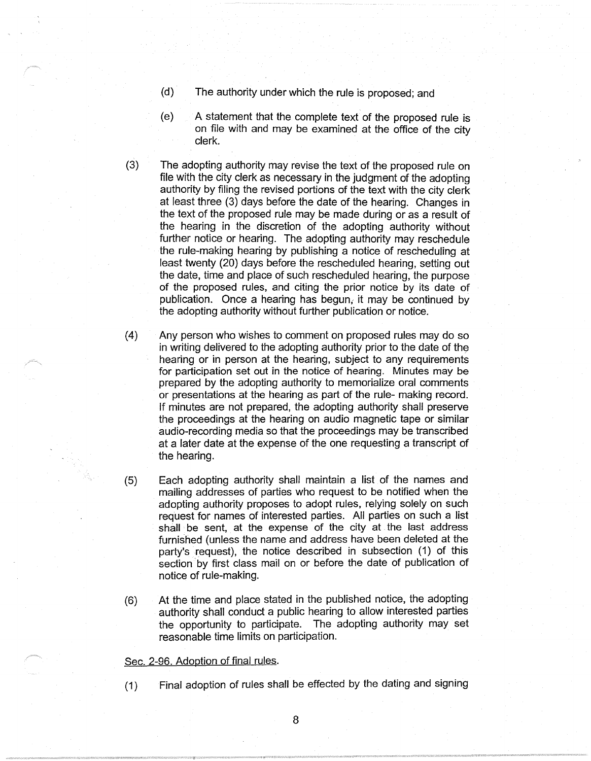(d) The authority under which the rule is proposed; and

(e) A statement that the complete text of the proposed rule is on file with and may be examined at the office of the city clerk.

(3) The adopting authority may revise the text of the proposed rule on file with the city clerk as necessary in the judgment of the adopting authority by filing the revised portions of the text with the city clerk at least three (3) days before the date of the hearing. Changes in the text of the proposed rule may be made during or as a result of the hearing in the discretion of the adopting authority without further notice or hearing. The adopting authority may reschedule the rule-making hearing by publishing a notice of rescheduling at least twenty (20) days before the rescheduled hearing, setting out the date, time and place of such rescheduled hearing, the purpose of the proposed rules, and citing the prior notice by its date of publication. Once a hearing has begun, it may be continued by the adopting authority without further publication or notice.

(4) Any person who wishes to comment on proposed rules may do so in writing delivered to the adopting authority prior to the date of the hearing or in person at the hearing, subject to any requirements for participation set out in the notice of hearing. Minutes may be prepared by the adopting authority to memorialize oral comments or presentations at the hearing as part of the rule- making record. If minutes are not prepared, the adopting authority shall preserve the proceedings at the hearing on audio magnetic tape or similar audio-recording media so that the proceedings may be transcribed at a later date at the expense of the one requesting a transcript of the hearing.

(5) Each adopting authority shall maintain a list of the names and mailing addresses of parties who request to be notified when the adopting authority proposes to adopt rules, relying solely on such request for names of interested parties. All parties on such a list shall be sent, at the expense of the city at the last address furnished (unless the name and address have been deleted at the party's request), the notice described in subsection (1) of this section by first class mail on or before the date of publication of notice of rule-making.

(6) At the time and place stated in the published notice, the adopting authority shall conduct a public hearing to allow interested parties the opportunity to participate. The adopting authority may set reasonable time limits on participation.

Sec. 2-96. Adoption of final rules.

(1) Final adoption of rules shall be effected by the dating and signing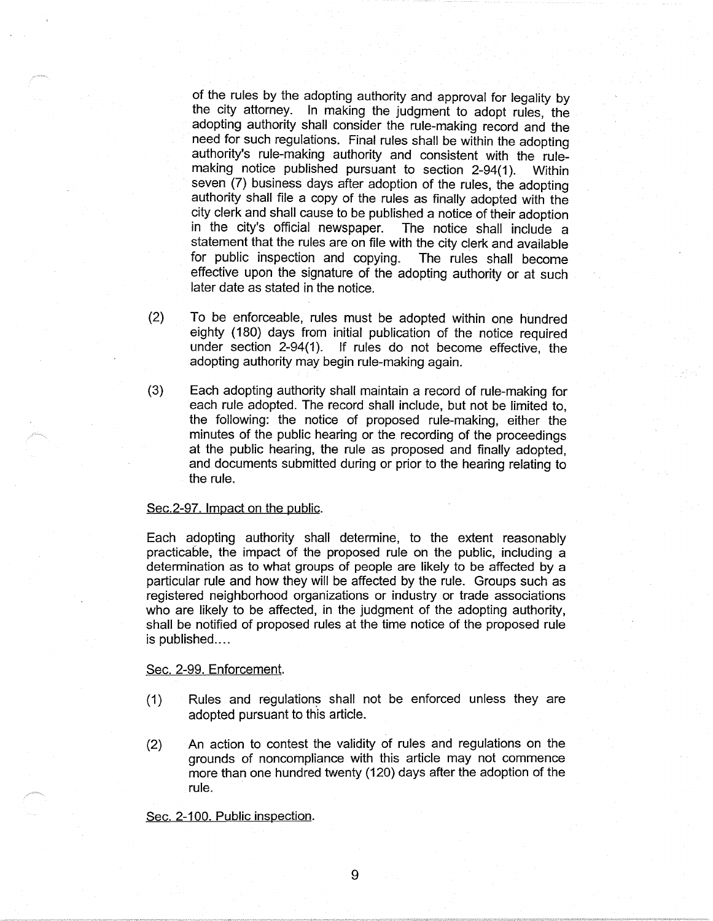of the rules by the adopting authority and approval for legality by the city attorney. In making the judgment to adopt rules, the adopting authority shall consider the rule-making record and the need for such regulations. Final rules shall be within the adopting authority's rule-making authority and consistent with the rule-making notice published pursuant to section 2-94(1). Within seven (7) business days after adoption of the rules, the adopting authority shall file a copy of the rules as finally adopted with the city clerk and shall cause to be published a notice of their adoption in the city's official newspaper. The notice shall include a statement that the rules are on file with the city clerk and available for public inspection and copying. The rules shall become effective upon the signature of the adopting authority or at such later date as stated in the notice.

(2) To be enforceable, rules must be adopted within one hundred eighty (180) days from initial publication of the notice required under section 2-94(1). If rules do not become effective, the adopting authority may begin rule-making again.

(3) Each adopting authority shall maintain a record of rule-making for each rule adopted. The record shall include, but not be limited to, the following: the notice of proposed rule-making, either the minutes of the public hearing or the recording of the proceedings at the public hearing, the rule as proposed and finally adopted, and documents submitted during or prior to the hearing relating to the rule.

Sec.2-97. Impact on the public.

Each adopting authority shall determine, to the extent reasonably practicable, the impact of the proposed rule on the public, including a determination as to what groups of people are likely to be affected by a particular rule and how they will be affected by the rule. Groups such as registered neighborhood organizations or industry or trade associations who are likely to be affected, in the judgment of the adopting authority, shall be notified of proposed rules at the time notice of the proposed rule is published....

Sec. 2-99. Enforcement.

(1) Rules and regulations shall not be enforced unless they are adopted pursuant to this article.

(2) An action to contest the validity of rules and regulations on the grounds of noncompliance with this article may not commence more than one hundred twenty (120) days after the adoption of the rule.

Sec. 2-100. Public inspection.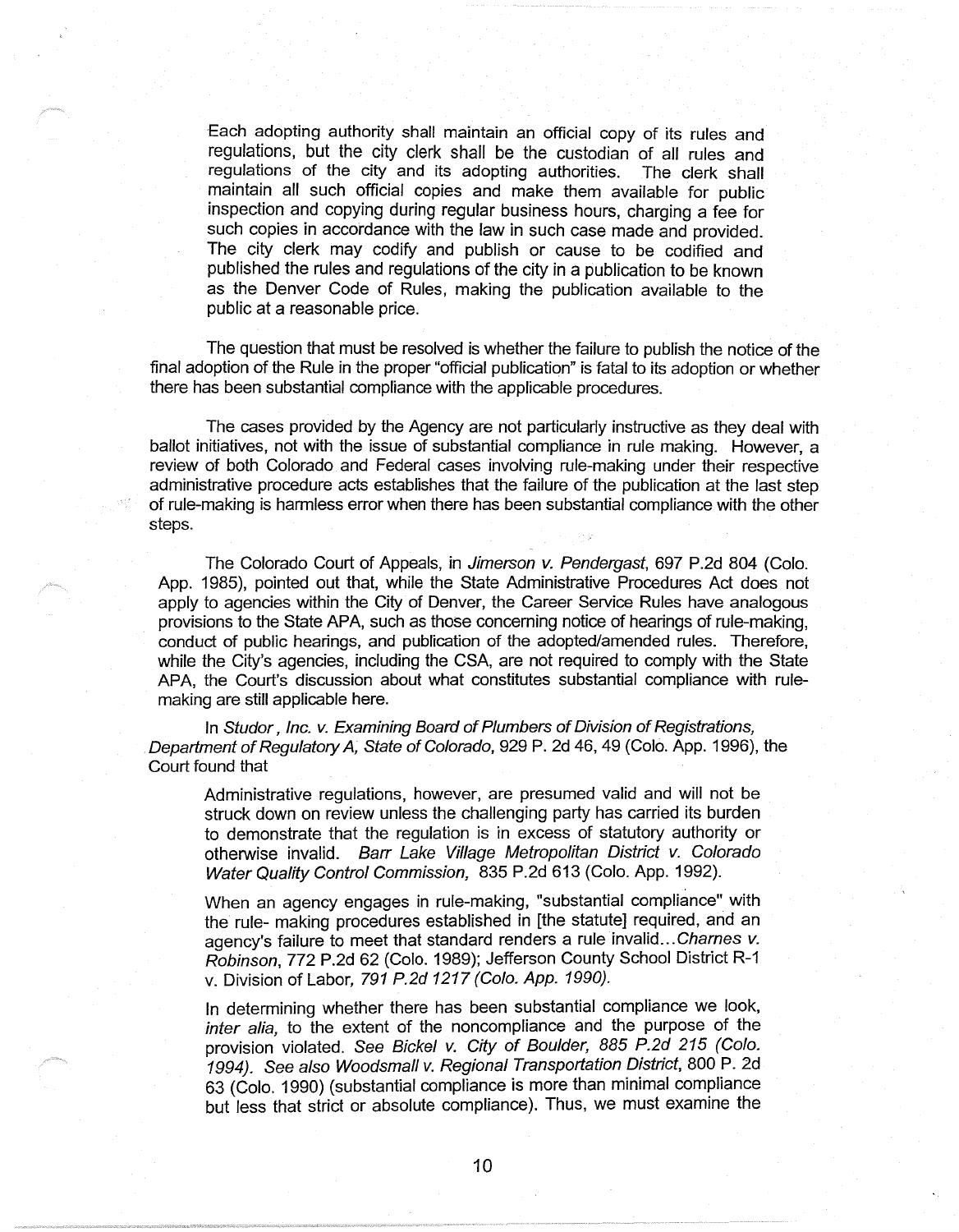> Each adopting authority shall maintain an official copy of its rules and regulations, but the city clerk shall be the custodian of all rules and regulations of the city and its adopting authorities. The clerk shall maintain all such official copies and make them available for public inspection and copying during regular business hours, charging a fee for such copies in accordance with the law in such case made and provided. The city clerk may codify and publish or cause to be codified and published the rules and regulations of the city in a publication to be known as the Denver Code of Rules, making the publication available to the public at a reasonable price.

The question that must be resolved is whether the failure to publish the notice of the final adoption of the Rule in the proper "official publication" is fatal to its adoption or whether there has been substantial compliance with the applicable procedures.

The cases provided by the Agency are not particularly instructive as they deal with ballot initiatives, not with the issue of substantial compliance in rule making. However, a review of both Colorado and Federal cases involving rule-making under their respective administrative procedure acts establishes that the failure of the publication at the last step of rule-making is harmless error when there has been substantial compliance with the other steps.

The Colorado Court of Appeals, in *Jimerson v. Pendergast*, 697 P.2d 804 (Colo. App. 1985), pointed out that, while the State Administrative Procedures Act does not apply to agencies within the City of Denver, the Career Service Rules have analogous provisions to the State APA, such as those concerning notice of hearings of rule-making, conduct of public hearings, and publication of the adopted/amended rules. Therefore, while the City's agencies, including the CSA, are not required to comply with the State APA, the Court's discussion about what constitutes substantial compliance with rule-making are still applicable here.

In *Studor, Inc. v. Examining Board of Plumbers of Division of Registrations, Department of Regulatory A, State of Colorado*, 929 P. 2d 46, 49 (Colo. App. 1996), the Court found that

> Administrative regulations, however, are presumed valid and will not be struck down on review unless the challenging party has carried its burden to demonstrate that the regulation is in excess of statutory authority or otherwise invalid. *Barr Lake Village Metropolitan District v. Colorado Water Quality Control Commission,* 835 P.2d 613 (Colo. App. 1992).
>
> When an agency engages in rule-making, "substantial compliance" with the rule- making procedures established in [the statute] required, and an agency's failure to meet that standard renders a rule invalid...*Charnes v. Robinson*, 772 P.2d 62 (Colo. 1989); Jefferson County School District R-1 v. Division of Labor, *791 P.2d 1217 (Colo. App. 1990).*
>
> In determining whether there has been substantial compliance we look, *inter alia,* to the extent of the noncompliance and the purpose of the provision violated. *See Bickel v. City of Boulder, 885 P.2d 215 (Colo. 1994). See also Woodsmall v. Regional Transportation District*, 800 P. 2d 63 (Colo. 1990) (substantial compliance is more than minimal compliance but less that strict or absolute compliance). Thus, we must examine the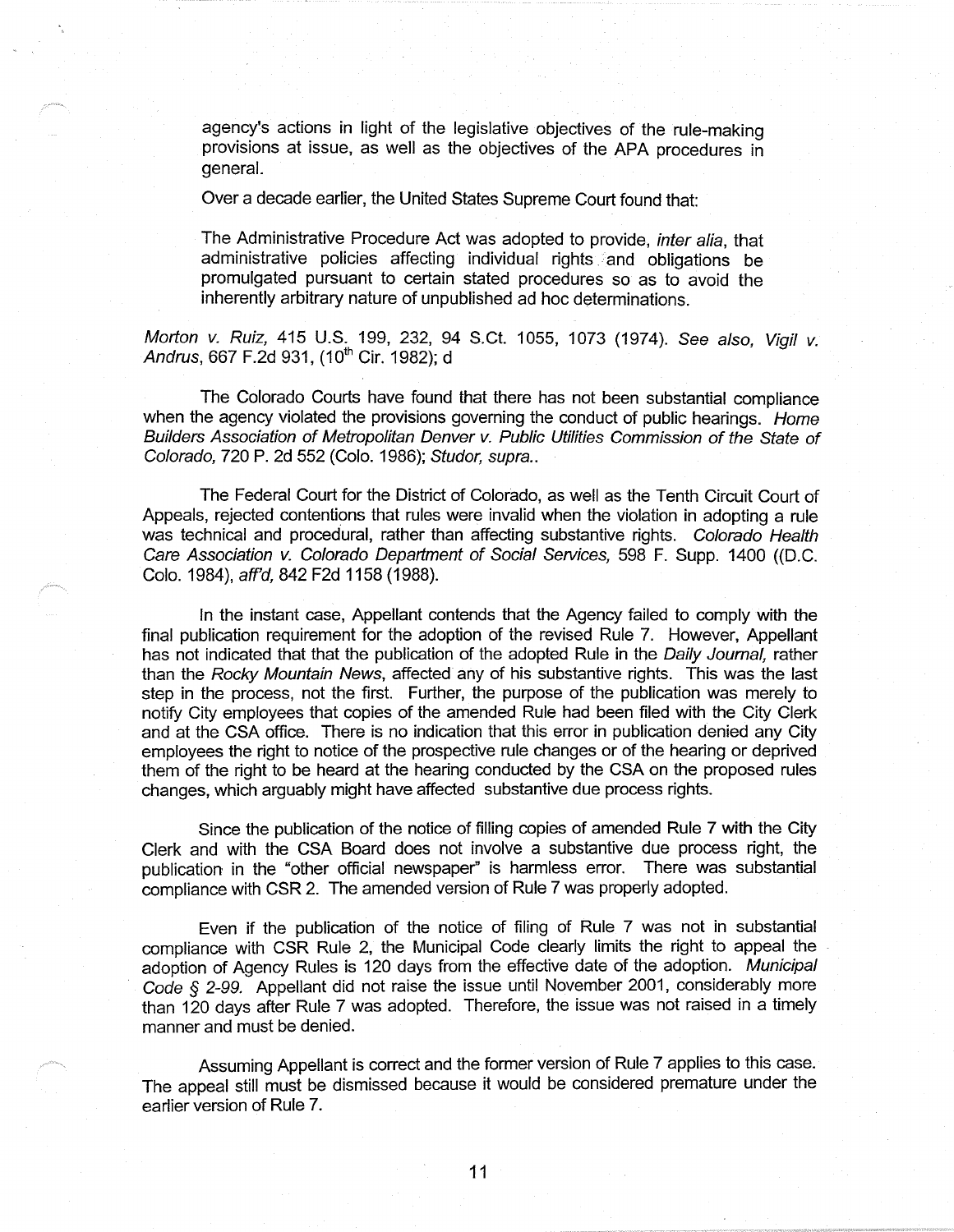agency's actions in light of the legislative objectives of the rule-making provisions at issue, as well as the objectives of the APA procedures in general.

Over a decade earlier, the United States Supreme Court found that:

> The Administrative Procedure Act was adopted to provide, *inter alia*, that administrative policies affecting individual rights and obligations be promulgated pursuant to certain stated procedures so as to avoid the inherently arbitrary nature of unpublished ad hoc determinations.

*Morton v. Ruiz,* 415 U.S. 199, 232, 94 S.Ct. 1055, 1073 (1974). *See also, Vigil v. Andrus*, 667 F.2d 931, (10th Cir. 1982); d

The Colorado Courts have found that there has not been substantial compliance when the agency violated the provisions governing the conduct of public hearings. *Home Builders Association of Metropolitan Denver v. Public Utilities Commission of the State of Colorado,* 720 P. 2d 552 (Colo. 1986); *Studor, supra.*.

The Federal Court for the District of Colorado, as well as the Tenth Circuit Court of Appeals, rejected contentions that rules were invalid when the violation in adopting a rule was technical and procedural, rather than affecting substantive rights. *Colorado Health Care Association v. Colorado Department of Social Services,* 598 F. Supp. 1400 ((D.C. Colo. 1984), *aff'd,* 842 F2d 1158 (1988).

In the instant case, Appellant contends that the Agency failed to comply with the final publication requirement for the adoption of the revised Rule 7. However, Appellant has not indicated that that the publication of the adopted Rule in the *Daily Journal,* rather than the *Rocky Mountain News*, affected any of his substantive rights. This was the last step in the process, not the first. Further, the purpose of the publication was merely to notify City employees that copies of the amended Rule had been filed with the City Clerk and at the CSA office. There is no indication that this error in publication denied any City employees the right to notice of the prospective rule changes or of the hearing or deprived them of the right to be heard at the hearing conducted by the CSA on the proposed rules changes, which arguably might have affected substantive due process rights.

Since the publication of the notice of filling copies of amended Rule 7 with the City Clerk and with the CSA Board does not involve a substantive due process right, the publication in the "other official newspaper" is harmless error. There was substantial compliance with CSR 2. The amended version of Rule 7 was properly adopted.

Even if the publication of the notice of filing of Rule 7 was not in substantial compliance with CSR Rule 2, the Municipal Code clearly limits the right to appeal the adoption of Agency Rules is 120 days from the effective date of the adoption. *Municipal Code § 2-99.* Appellant did not raise the issue until November 2001, considerably more than 120 days after Rule 7 was adopted. Therefore, the issue was not raised in a timely manner and must be denied.

Assuming Appellant is correct and the former version of Rule 7 applies to this case. The appeal still must be dismissed because it would be considered premature under the earlier version of Rule 7.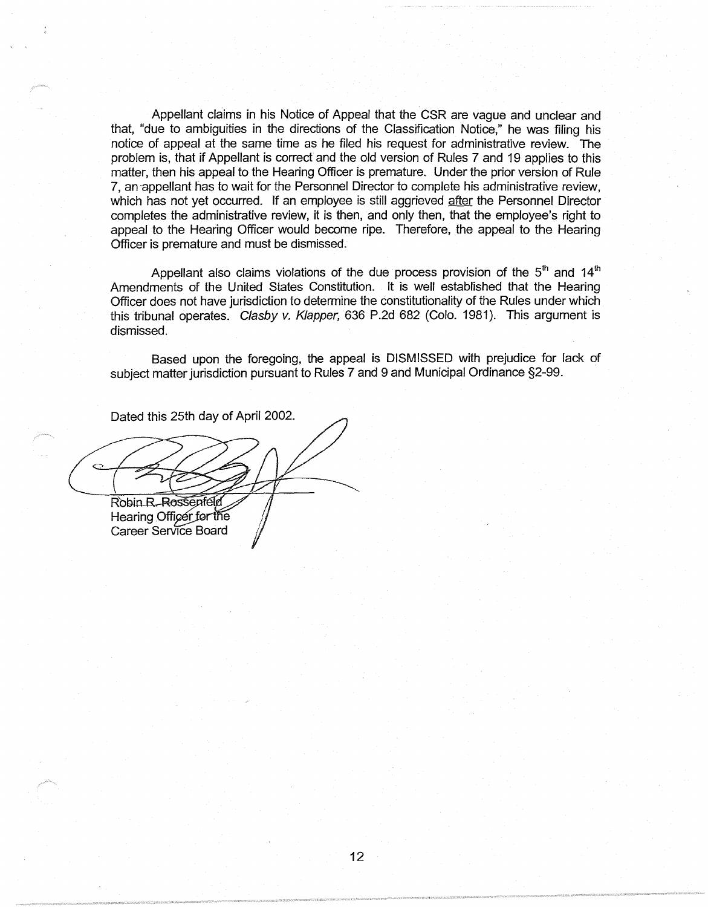Appellant claims in his Notice of Appeal that the CSR are vague and unclear and that, "due to ambiguities in the directions of the Classification Notice," he was filing his notice of appeal at the same time as he filed his request for administrative review. The problem is, that if Appellant is correct and the old version of Rules 7 and 19 applies to this matter, then his appeal to the Hearing Officer is premature. Under the prior version of Rule 7, an appellant has to wait for the Personnel Director to complete his administrative review, which has not yet occurred. If an employee is still aggrieved after the Personnel Director completes the administrative review, it is then, and only then, that the employee's right to appeal to the Hearing Officer would become ripe. Therefore, the appeal to the Hearing Officer is premature and must be dismissed.

Appellant also claims violations of the due process provision of the 5th and 14th Amendments of the United States Constitution. It is well established that the Hearing Officer does not have jurisdiction to determine the constitutionality of the Rules under which this tribunal operates. *Clasby v. Klapper,* 636 P.2d 682 (Colo. 1981). This argument is dismissed.

Based upon the foregoing, the appeal is DISMISSED with prejudice for lack of subject matter jurisdiction pursuant to Rules 7 and 9 and Municipal Ordinance §2-99.

Dated this 25th day of April 2002.

Robin R. Rossenfeld
Hearing Officer for the
Career Service Board